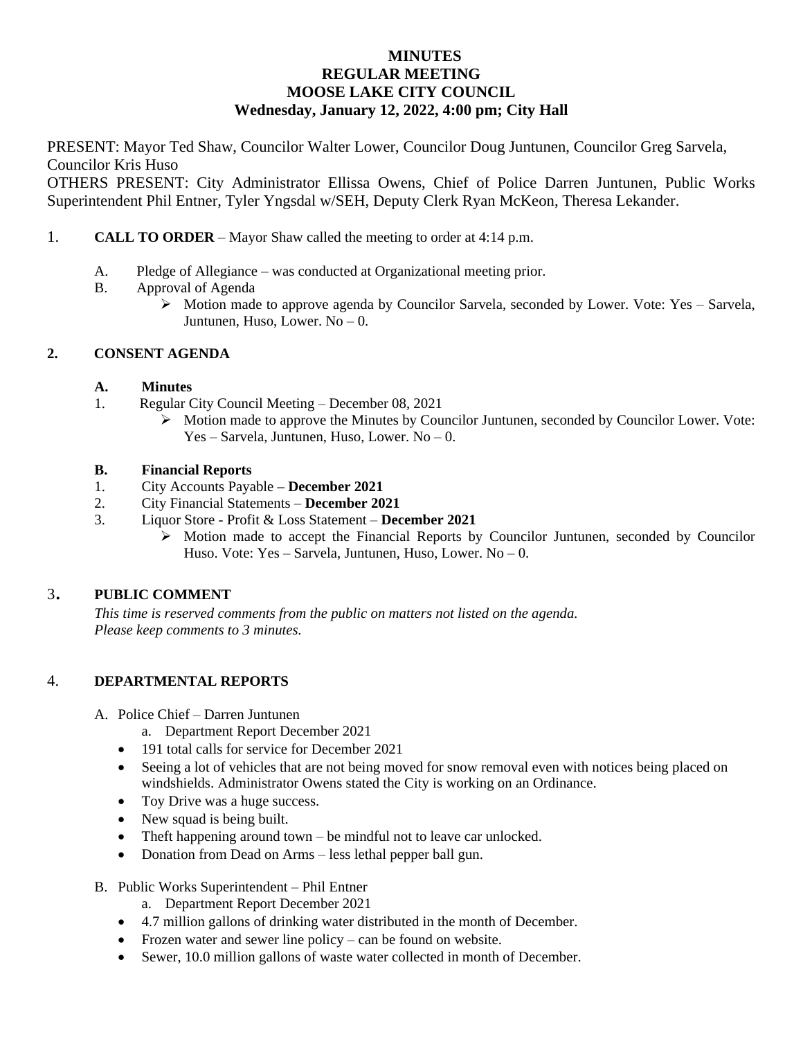# MINUTES
## REGULAR MEETING
## MOOSE LAKE CITY COUNCIL
## Wednesday, January 12, 2022, 4:00 pm; City Hall

PRESENT: Mayor Ted Shaw, Councilor Walter Lower, Councilor Doug Juntunen, Councilor Greg Sarvela, Councilor Kris Huso

OTHERS PRESENT: City Administrator Ellissa Owens, Chief of Police Darren Juntunen, Public Works Superintendent Phil Entner, Tyler Yngsdal w/SEH, Deputy Clerk Ryan McKeon, Theresa Lekander.

1. **CALL TO ORDER** – Mayor Shaw called the meeting to order at 4:14 p.m.

   A. Pledge of Allegiance – was conducted at Organizational meeting prior.

   B. Approval of Agenda

   - Motion made to approve agenda by Councilor Sarvela, seconded by Lower. Vote: Yes – Sarvela, Juntunen, Huso, Lower. No – 0.

**2. CONSENT AGENDA**

**A. Minutes**

1. Regular City Council Meeting – December 08, 2021
   - Motion made to approve the Minutes by Councilor Juntunen, seconded by Councilor Lower. Vote: Yes – Sarvela, Juntunen, Huso, Lower. No – 0.

**B. Financial Reports**

1. City Accounts Payable **– December 2021**
2. City Financial Statements – **December 2021**
3. Liquor Store - Profit & Loss Statement – **December 2021**
   - Motion made to accept the Financial Reports by Councilor Juntunen, seconded by Councilor Huso. Vote: Yes – Sarvela, Juntunen, Huso, Lower. No – 0.

3. **PUBLIC COMMENT**

*This time is reserved comments from the public on matters not listed on the agenda.*
*Please keep comments to 3 minutes.*

4. **DEPARTMENTAL REPORTS**

A. Police Chief – Darren Juntunen

a. Department Report December 2021

- 191 total calls for service for December 2021
- Seeing a lot of vehicles that are not being moved for snow removal even with notices being placed on windshields. Administrator Owens stated the City is working on an Ordinance.
- Toy Drive was a huge success.
- New squad is being built.
- Theft happening around town – be mindful not to leave car unlocked.
- Donation from Dead on Arms – less lethal pepper ball gun.

B. Public Works Superintendent – Phil Entner

a. Department Report December 2021

- 4.7 million gallons of drinking water distributed in the month of December.
- Frozen water and sewer line policy – can be found on website.
- Sewer, 10.0 million gallons of waste water collected in month of December.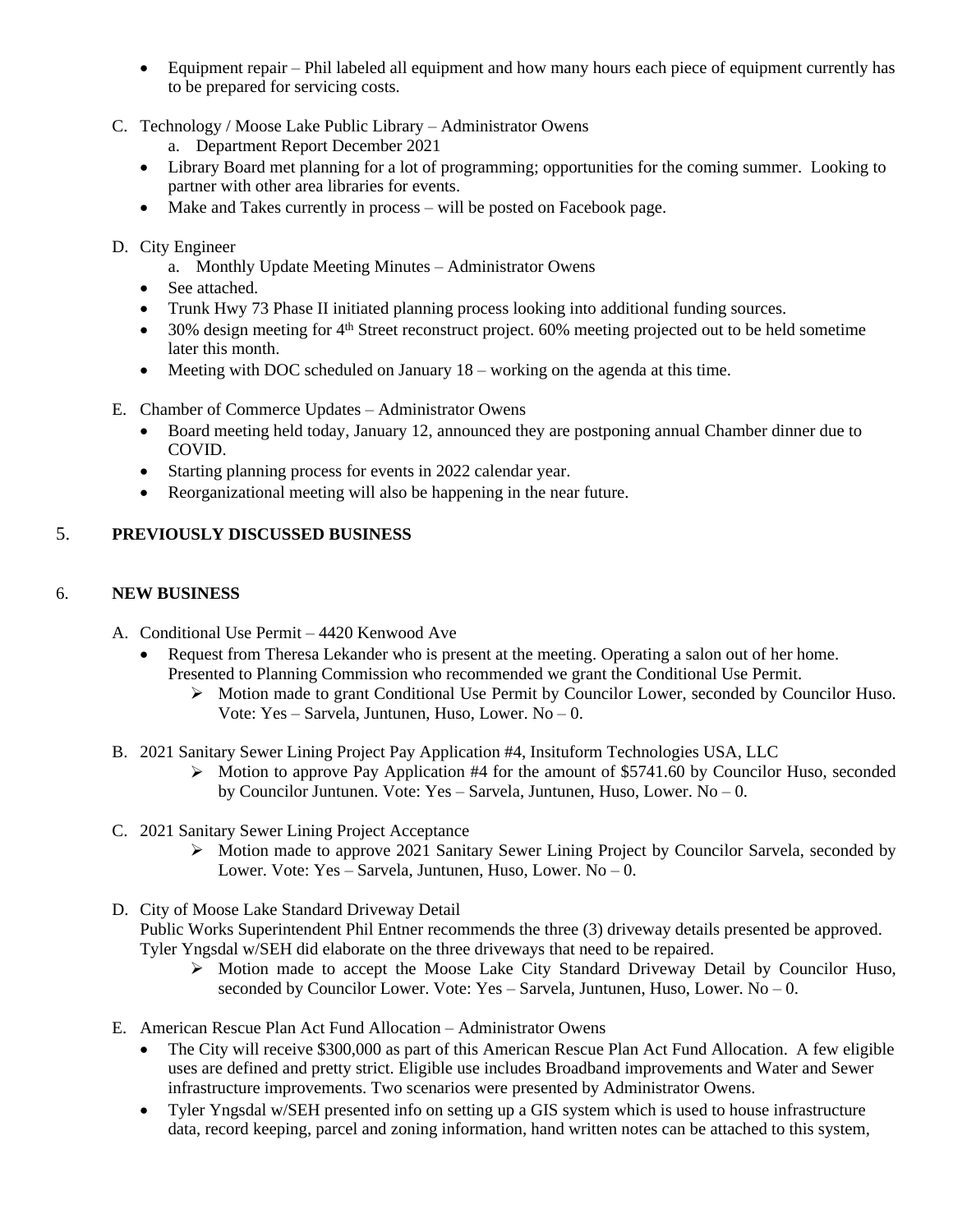- Equipment repair – Phil labeled all equipment and how many hours each piece of equipment currently has to be prepared for servicing costs.

C. Technology / Moose Lake Public Library – Administrator Owens
   a. Department Report December 2021
   - Library Board met planning for a lot of programming; opportunities for the coming summer. Looking to partner with other area libraries for events.
   - Make and Takes currently in process – will be posted on Facebook page.

D. City Engineer
   a. Monthly Update Meeting Minutes – Administrator Owens
   - See attached.
   - Trunk Hwy 73 Phase II initiated planning process looking into additional funding sources.
   - 30% design meeting for 4th Street reconstruct project. 60% meeting projected out to be held sometime later this month.
   - Meeting with DOC scheduled on January 18 – working on the agenda at this time.

E. Chamber of Commerce Updates – Administrator Owens
   - Board meeting held today, January 12, announced they are postponing annual Chamber dinner due to COVID.
   - Starting planning process for events in 2022 calendar year.
   - Reorganizational meeting will also be happening in the near future.

## 5. PREVIOUSLY DISCUSSED BUSINESS

## 6. NEW BUSINESS

A. Conditional Use Permit – 4420 Kenwood Ave
   - Request from Theresa Lekander who is present at the meeting. Operating a salon out of her home. Presented to Planning Commission who recommended we grant the Conditional Use Permit.
     - ➢ Motion made to grant Conditional Use Permit by Councilor Lower, seconded by Councilor Huso. Vote: Yes – Sarvela, Juntunen, Huso, Lower. No – 0.

B. 2021 Sanitary Sewer Lining Project Pay Application #4, Insituform Technologies USA, LLC
   - ➢ Motion to approve Pay Application #4 for the amount of $5741.60 by Councilor Huso, seconded by Councilor Juntunen. Vote: Yes – Sarvela, Juntunen, Huso, Lower. No – 0.

C. 2021 Sanitary Sewer Lining Project Acceptance
   - ➢ Motion made to approve 2021 Sanitary Sewer Lining Project by Councilor Sarvela, seconded by Lower. Vote: Yes – Sarvela, Juntunen, Huso, Lower. No – 0.

D. City of Moose Lake Standard Driveway Detail

   Public Works Superintendent Phil Entner recommends the three (3) driveway details presented be approved. Tyler Yngsdal w/SEH did elaborate on the three driveways that need to be repaired.
   - ➢ Motion made to accept the Moose Lake City Standard Driveway Detail by Councilor Huso, seconded by Councilor Lower. Vote: Yes – Sarvela, Juntunen, Huso, Lower. No – 0.

E. American Rescue Plan Act Fund Allocation – Administrator Owens
   - The City will receive $300,000 as part of this American Rescue Plan Act Fund Allocation. A few eligible uses are defined and pretty strict. Eligible use includes Broadband improvements and Water and Sewer infrastructure improvements. Two scenarios were presented by Administrator Owens.
   - Tyler Yngsdal w/SEH presented info on setting up a GIS system which is used to house infrastructure data, record keeping, parcel and zoning information, hand written notes can be attached to this system,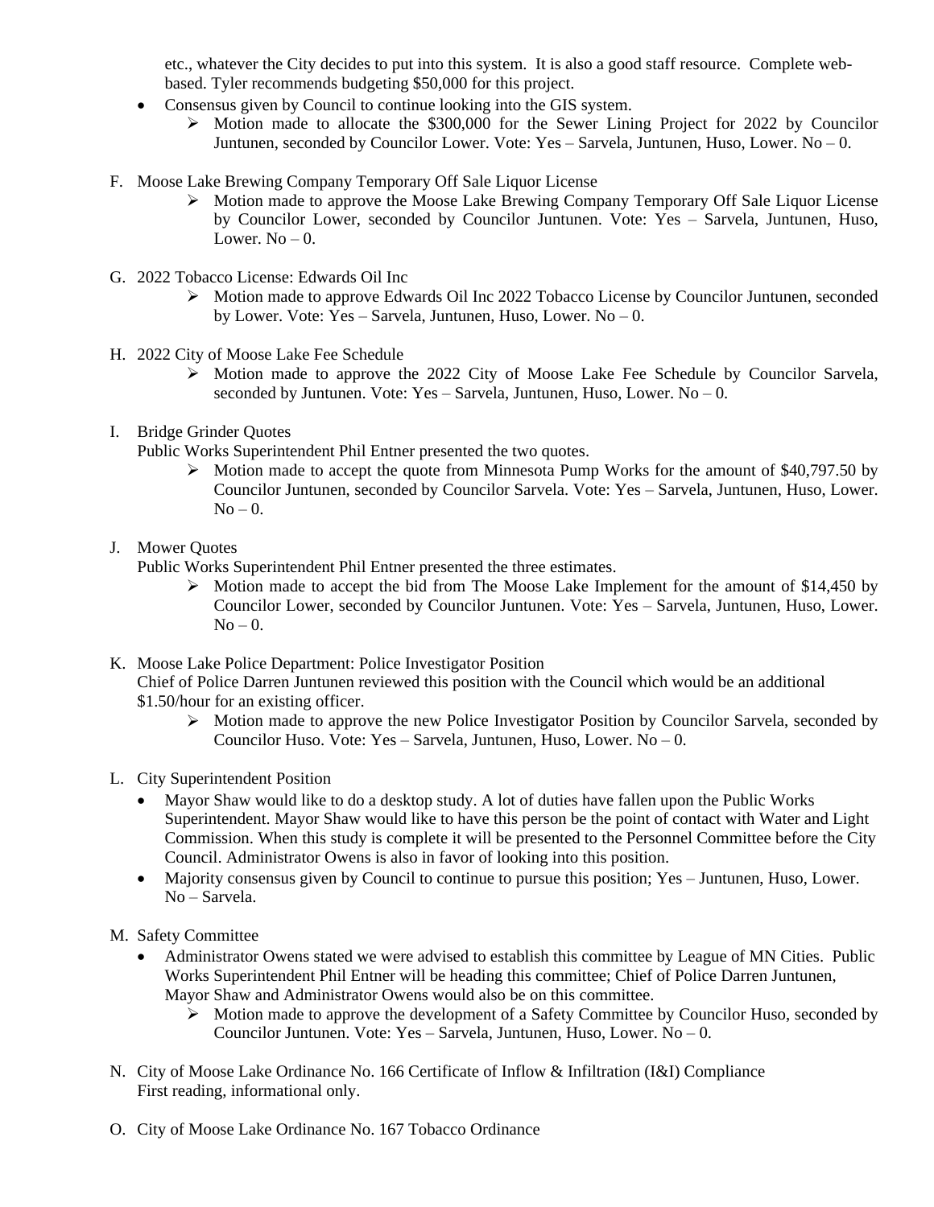etc., whatever the City decides to put into this system. It is also a good staff resource. Complete web-based. Tyler recommends budgeting $50,000 for this project.

- Consensus given by Council to continue looking into the GIS system.
    - ➢ Motion made to allocate the $300,000 for the Sewer Lining Project for 2022 by Councilor Juntunen, seconded by Councilor Lower. Vote: Yes – Sarvela, Juntunen, Huso, Lower. No – 0.

F. Moose Lake Brewing Company Temporary Off Sale Liquor License
- ➢ Motion made to approve the Moose Lake Brewing Company Temporary Off Sale Liquor License by Councilor Lower, seconded by Councilor Juntunen. Vote: Yes – Sarvela, Juntunen, Huso, Lower. No – 0.

G. 2022 Tobacco License: Edwards Oil Inc
- ➢ Motion made to approve Edwards Oil Inc 2022 Tobacco License by Councilor Juntunen, seconded by Lower. Vote: Yes – Sarvela, Juntunen, Huso, Lower. No – 0.

H. 2022 City of Moose Lake Fee Schedule
- ➢ Motion made to approve the 2022 City of Moose Lake Fee Schedule by Councilor Sarvela, seconded by Juntunen. Vote: Yes – Sarvela, Juntunen, Huso, Lower. No – 0.

I. Bridge Grinder Quotes

Public Works Superintendent Phil Entner presented the two quotes.
- ➢ Motion made to accept the quote from Minnesota Pump Works for the amount of $40,797.50 by Councilor Juntunen, seconded by Councilor Sarvela. Vote: Yes – Sarvela, Juntunen, Huso, Lower. No – 0.

J. Mower Quotes

Public Works Superintendent Phil Entner presented the three estimates.
- ➢ Motion made to accept the bid from The Moose Lake Implement for the amount of $14,450 by Councilor Lower, seconded by Councilor Juntunen. Vote: Yes – Sarvela, Juntunen, Huso, Lower. No – 0.

K. Moose Lake Police Department: Police Investigator Position

Chief of Police Darren Juntunen reviewed this position with the Council which would be an additional $1.50/hour for an existing officer.
- ➢ Motion made to approve the new Police Investigator Position by Councilor Sarvela, seconded by Councilor Huso. Vote: Yes – Sarvela, Juntunen, Huso, Lower. No – 0.

L. City Superintendent Position
- Mayor Shaw would like to do a desktop study. A lot of duties have fallen upon the Public Works Superintendent. Mayor Shaw would like to have this person be the point of contact with Water and Light Commission. When this study is complete it will be presented to the Personnel Committee before the City Council. Administrator Owens is also in favor of looking into this position.
- Majority consensus given by Council to continue to pursue this position; Yes – Juntunen, Huso, Lower. No – Sarvela.

M. Safety Committee
- Administrator Owens stated we were advised to establish this committee by League of MN Cities. Public Works Superintendent Phil Entner will be heading this committee; Chief of Police Darren Juntunen, Mayor Shaw and Administrator Owens would also be on this committee.
    - ➢ Motion made to approve the development of a Safety Committee by Councilor Huso, seconded by Councilor Juntunen. Vote: Yes – Sarvela, Juntunen, Huso, Lower. No – 0.

N. City of Moose Lake Ordinance No. 166 Certificate of Inflow & Infiltration (I&I) Compliance

First reading, informational only.

O. City of Moose Lake Ordinance No. 167 Tobacco Ordinance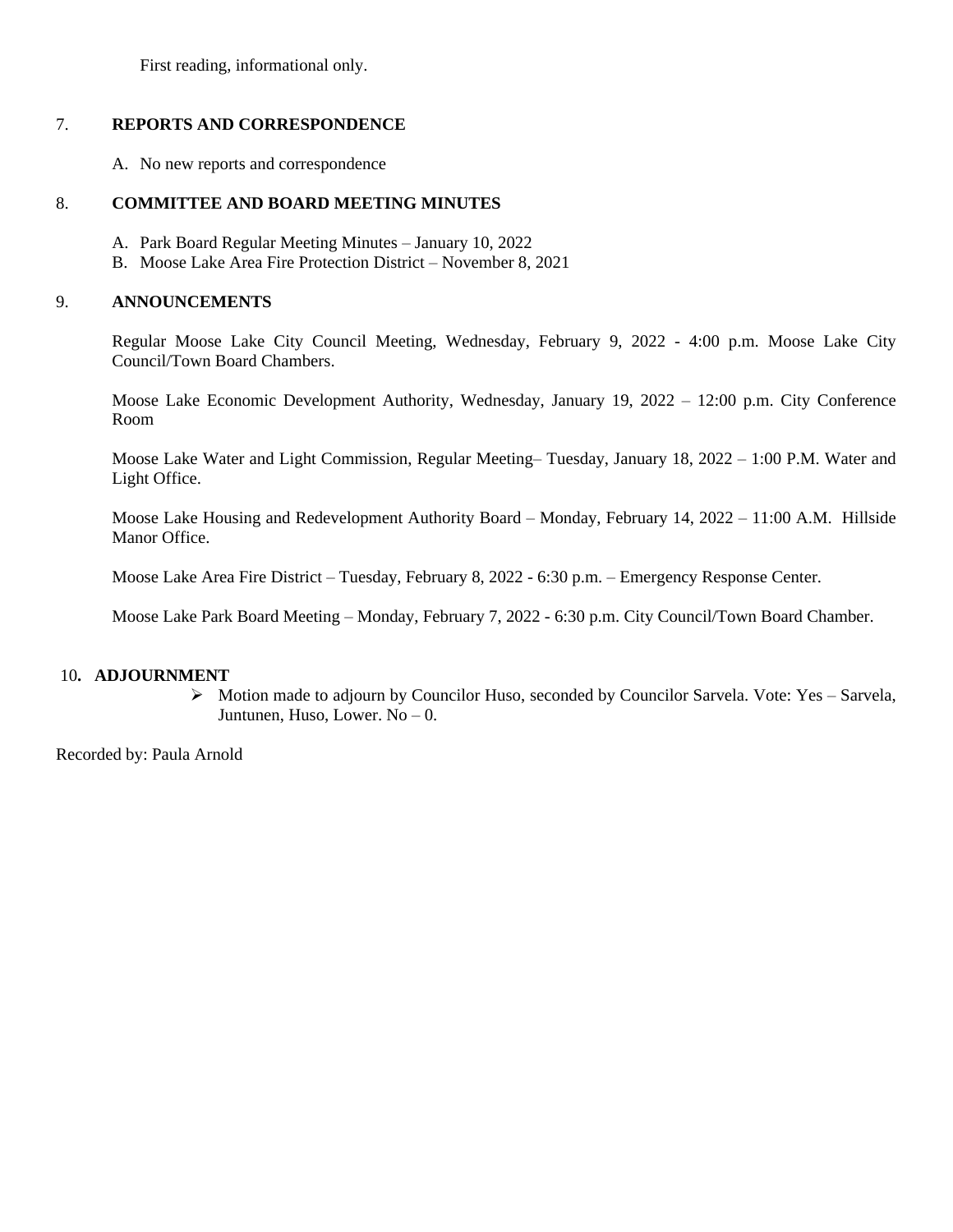First reading, informational only.

## 7. REPORTS AND CORRESPONDENCE

A. No new reports and correspondence

## 8. COMMITTEE AND BOARD MEETING MINUTES

A. Park Board Regular Meeting Minutes – January 10, 2022
B. Moose Lake Area Fire Protection District – November 8, 2021

## 9. ANNOUNCEMENTS

Regular Moose Lake City Council Meeting, Wednesday, February 9, 2022 - 4:00 p.m. Moose Lake City Council/Town Board Chambers.

Moose Lake Economic Development Authority, Wednesday, January 19, 2022 – 12:00 p.m. City Conference Room

Moose Lake Water and Light Commission, Regular Meeting– Tuesday, January 18, 2022 – 1:00 P.M. Water and Light Office.

Moose Lake Housing and Redevelopment Authority Board – Monday, February 14, 2022 – 11:00 A.M. Hillside Manor Office.

Moose Lake Area Fire District – Tuesday, February 8, 2022 - 6:30 p.m. – Emergency Response Center.

Moose Lake Park Board Meeting – Monday, February 7, 2022 - 6:30 p.m. City Council/Town Board Chamber.

## 10. ADJOURNMENT

- Motion made to adjourn by Councilor Huso, seconded by Councilor Sarvela. Vote: Yes – Sarvela, Juntunen, Huso, Lower. No – 0.

Recorded by: Paula Arnold